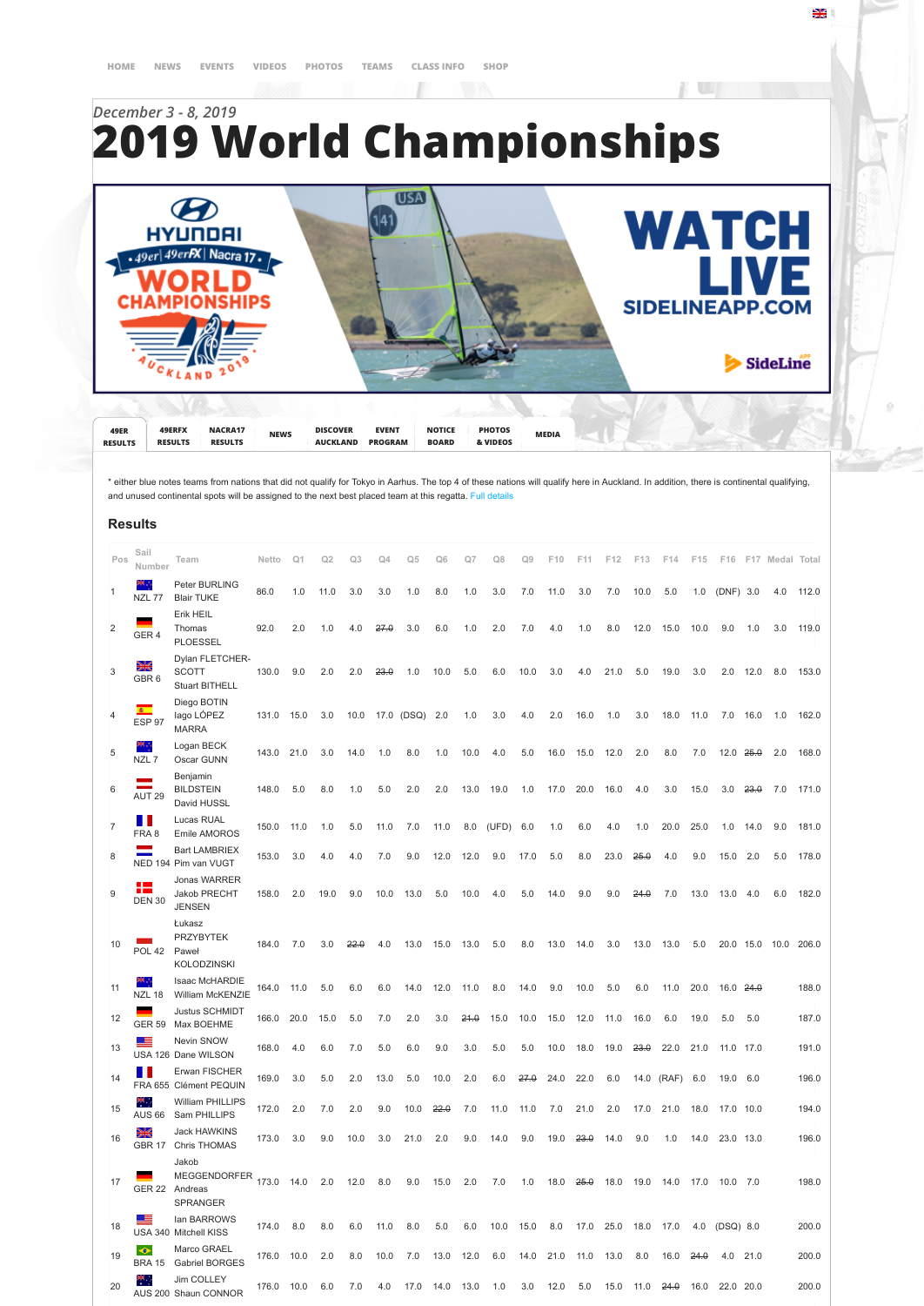HOME NEWS EVENTS VIDEOS PHOTOS TEAMS CLASS INFO SHOP

*December 3 - 8, 2019*

# 2019 World Championships

49ER RESULTS | 49ERFX RESULTS | NACRA17 RESULTS | NEWS | DISCOVER AUCKLAND | EVENT PROGRAM | NOTICE BOARD | PHOTOS & VIDEOS | MEDIA

* either blue notes teams from nations that did not qualify for Tokyo in Aarhus. The top 4 of these nations will qualify here in Auckland. In addition, there is continental qualifying, and unused continental spots will be assigned to the next best placed team at this regatta. Full details

## Results

| Pos | Sail Number | Team | Netto | Q1 | Q2 | Q3 | Q4 | Q5 | Q6 | Q7 | Q8 | Q9 | F10 | F11 | F12 | F13 | F14 | F15 | F16 | F17 | Medal | Total |
|---|---|---|---|---|---|---|---|---|---|---|---|---|---|---|---|---|---|---|---|---|---|---|
| 1 | NZL 77 | Peter BURLING Blair TUKE | 86.0 | 1.0 | 11.0 | 3.0 | 3.0 | 1.0 | 8.0 | 1.0 | 3.0 | 7.0 | 11.0 | 3.0 | 7.0 | 10.0 | 5.0 | 1.0 | (DNF) | 3.0 | 4.0 | 112.0 |
| 2 | GER 4 | Erik HEIL Thomas PLOESSEL | 92.0 | 2.0 | 1.0 | 4.0 | ~~27.0~~ | 3.0 | 6.0 | 1.0 | 2.0 | 7.0 | 4.0 | 1.0 | 8.0 | 12.0 | 15.0 | 10.0 | 9.0 | 1.0 | 3.0 | 119.0 |
| 3 | GBR 6 | Dylan FLETCHER-SCOTT Stuart BITHELL | 130.0 | 9.0 | 2.0 | 2.0 | ~~23.0~~ | 1.0 | 10.0 | 5.0 | 6.0 | 10.0 | 3.0 | 4.0 | 21.0 | 5.0 | 19.0 | 3.0 | 2.0 | 12.0 | 8.0 | 153.0 |
| 4 | ESP 97 | Diego BOTIN Iago LÓPEZ MARRA | 131.0 | 15.0 | 3.0 | 10.0 | 17.0 | (DSQ) | 2.0 | 1.0 | 3.0 | 4.0 | 2.0 | 16.0 | 1.0 | 3.0 | 18.0 | 11.0 | 7.0 | 16.0 | 1.0 | 162.0 |
| 5 | NZL 7 | Logan BECK Oscar GUNN | 143.0 | 21.0 | 3.0 | 14.0 | 1.0 | 8.0 | 1.0 | 10.0 | 4.0 | 5.0 | 16.0 | 15.0 | 12.0 | 2.0 | 8.0 | 7.0 | 12.0 | ~~25.0~~ | 2.0 | 168.0 |
| 6 | AUT 29 | Benjamin BILDSTEIN David HUSSL | 148.0 | 5.0 | 8.0 | 1.0 | 5.0 | 2.0 | 2.0 | 13.0 | 19.0 | 1.0 | 17.0 | 20.0 | 16.0 | 4.0 | 3.0 | 15.0 | 3.0 | ~~23.0~~ | 7.0 | 171.0 |
| 7 | FRA 8 | Lucas RUAL Emile AMOROS | 150.0 | 11.0 | 1.0 | 5.0 | 11.0 | 7.0 | 11.0 | 8.0 | (UFD) | 6.0 | 1.0 | 6.0 | 4.0 | 1.0 | 20.0 | 25.0 | 1.0 | 14.0 | 9.0 | 181.0 |
| 8 | NED 194 | Bart LAMBRIEX Pim van VUGT | 153.0 | 3.0 | 4.0 | 4.0 | 7.0 | 9.0 | 12.0 | 12.0 | 9.0 | 17.0 | 5.0 | 8.0 | 23.0 | ~~25.0~~ | 4.0 | 9.0 | 15.0 | 2.0 | 5.0 | 178.0 |
| 9 | DEN 30 | Jonas WARRER Jakob PRECHT JENSEN | 158.0 | 2.0 | 19.0 | 9.0 | 10.0 | 13.0 | 5.0 | 10.0 | 4.0 | 5.0 | 14.0 | 9.0 | 9.0 | ~~24.0~~ | 7.0 | 13.0 | 13.0 | 4.0 | 6.0 | 182.0 |
| 10 | POL 42 | Łukasz PRZYBYTEK Paweł KOLODZINSKI | 184.0 | 7.0 | 3.0 | ~~22.0~~ | 4.0 | 13.0 | 15.0 | 13.0 | 5.0 | 8.0 | 13.0 | 14.0 | 3.0 | 13.0 | 13.0 | 5.0 | 20.0 | 15.0 | 10.0 | 206.0 |
| 11 | NZL 18 | Isaac McHARDIE William McKENZIE | 164.0 | 11.0 | 5.0 | 6.0 | 6.0 | 14.0 | 12.0 | 11.0 | 8.0 | 14.0 | 9.0 | 10.0 | 5.0 | 6.0 | 11.0 | 20.0 | 16.0 | ~~24.0~~ | | 188.0 |
| 12 | GER 59 | Justus SCHMIDT Max BOEHME | 166.0 | 20.0 | 15.0 | 5.0 | 7.0 | 2.0 | 3.0 | ~~21.0~~ | 15.0 | 10.0 | 15.0 | 12.0 | 11.0 | 16.0 | 6.0 | 19.0 | 5.0 | 5.0 | | 187.0 |
| 13 | USA 126 | Nevin SNOW Dane WILSON | 168.0 | 4.0 | 6.0 | 7.0 | 5.0 | 6.0 | 9.0 | 3.0 | 5.0 | 5.0 | 10.0 | 18.0 | 19.0 | ~~23.0~~ | 22.0 | 21.0 | 11.0 | 17.0 | | 191.0 |
| 14 | FRA 655 | Erwan FISCHER Clément PEQUIN | 169.0 | 3.0 | 5.0 | 2.0 | 13.0 | 5.0 | 10.0 | 2.0 | 6.0 | ~~27.0~~ | 24.0 | 22.0 | 6.0 | 14.0 | (RAF) | 6.0 | 19.0 | 6.0 | | 196.0 |
| 15 | AUS 66 | William PHILLIPS Sam PHILLIPS | 172.0 | 2.0 | 7.0 | 2.0 | 9.0 | 10.0 | ~~22.0~~ | 7.0 | 11.0 | 11.0 | 7.0 | 21.0 | 2.0 | 17.0 | 21.0 | 18.0 | 17.0 | 10.0 | | 194.0 |
| 16 | GBR 17 | Jack HAWKINS Chris THOMAS | 173.0 | 3.0 | 9.0 | 10.0 | 3.0 | 21.0 | 2.0 | 9.0 | 14.0 | 9.0 | 19.0 | ~~23.0~~ | 14.0 | 9.0 | 1.0 | 14.0 | 23.0 | 13.0 | | 196.0 |
| 17 | GER 22 | Jakob MEGGENDORFER Andreas SPRANGER | 173.0 | 14.0 | 2.0 | 12.0 | 8.0 | 9.0 | 15.0 | 2.0 | 7.0 | 1.0 | 18.0 | ~~25.0~~ | 18.0 | 19.0 | 14.0 | 17.0 | 10.0 | 7.0 | | 198.0 |
| 18 | USA 340 | Ian BARROWS Mitchell KISS | 174.0 | 8.0 | 8.0 | 6.0 | 11.0 | 8.0 | 5.0 | 6.0 | 10.0 | 15.0 | 8.0 | 17.0 | 25.0 | 18.0 | 17.0 | 4.0 | (DSQ) | 8.0 | | 200.0 |
| 19 | BRA 15 | Marco GRAEL Gabriel BORGES | 176.0 | 10.0 | 2.0 | 8.0 | 10.0 | 7.0 | 13.0 | 12.0 | 6.0 | 14.0 | 21.0 | 11.0 | 13.0 | 8.0 | 16.0 | ~~24.0~~ | 4.0 | 21.0 | | 200.0 |
| 20 | AUS 200 | Jim COLLEY Shaun CONNOR | 176.0 | 10.0 | 6.0 | 7.0 | 4.0 | 17.0 | 14.0 | 13.0 | 1.0 | 3.0 | 12.0 | 5.0 | 15.0 | 11.0 | ~~24.0~~ | 16.0 | 22.0 | 20.0 | | 200.0 |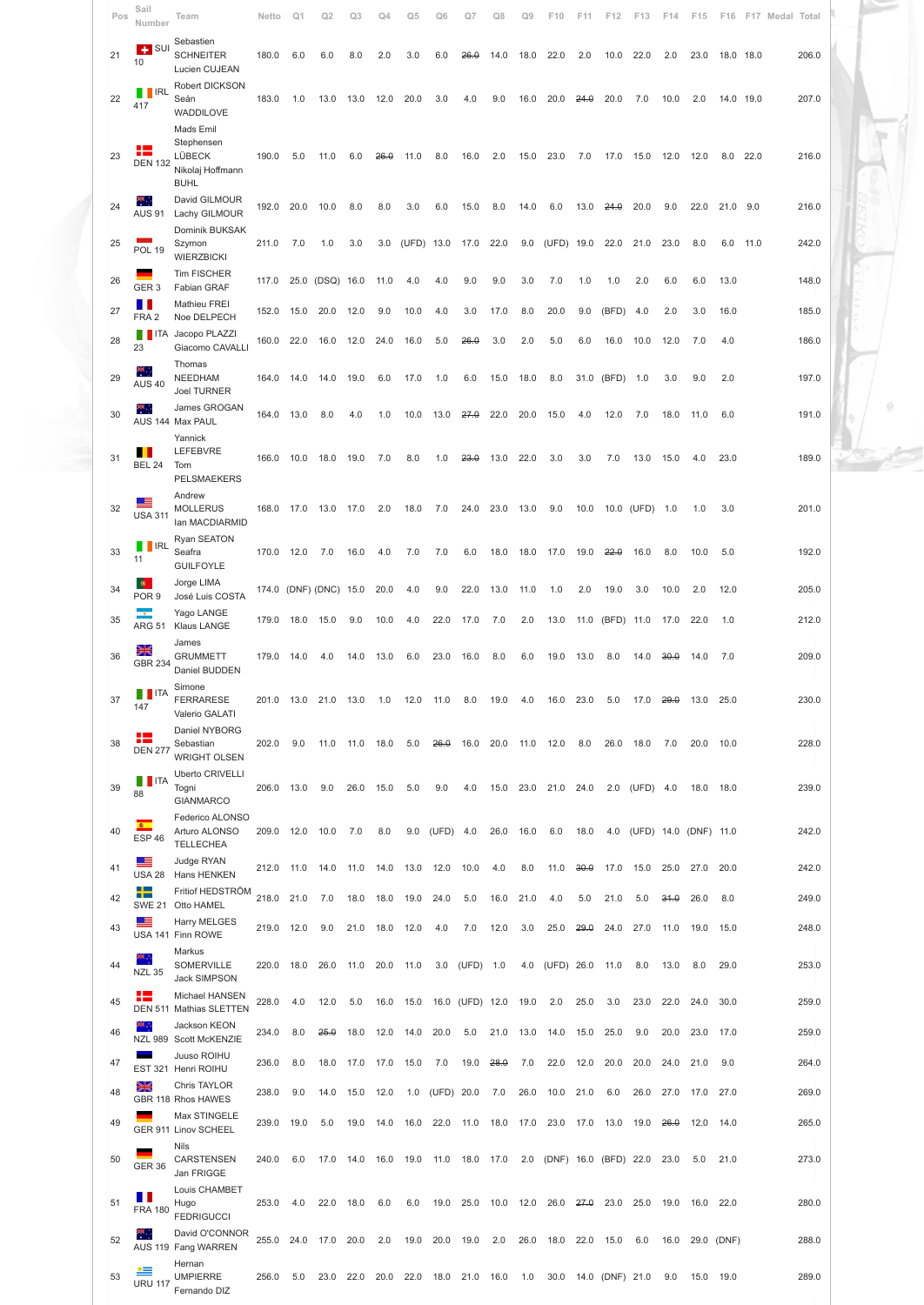| Pos | Sail Number | Team | Netto | Q1 | Q2 | Q3 | Q4 | Q5 | Q6 | Q7 | Q8 | Q9 | F10 | F11 | F12 | F13 | F14 | F15 | F16 | F17 | Medal | Total |
|---|---|---|---|---|---|---|---|---|---|---|---|---|---|---|---|---|---|---|---|---|---|---|
| 21 | SUI 10 | Sebastien SCHNEITER Lucien CUJEAN | 180.0 | 6.0 | 6.0 | 8.0 | 2.0 | 3.0 | 6.0 | ~~26.0~~ | 14.0 | 18.0 | 22.0 | 2.0 | 10.0 | 22.0 | 2.0 | 23.0 | 18.0 | 18.0 | | 206.0 |
| 22 | IRL 417 | Robert DICKSON Seán WADDILOVE | 183.0 | 1.0 | 13.0 | 13.0 | 12.0 | 20.0 | 3.0 | 4.0 | 9.0 | 16.0 | 20.0 | ~~24.0~~ | 20.0 | 7.0 | 10.0 | 2.0 | 14.0 | 19.0 | | 207.0 |
| 23 | DEN 132 | Mads Emil Stephensen LÜBECK Nikolaj Hoffmann BUHL | 190.0 | 5.0 | 11.0 | 6.0 | ~~26.0~~ | 11.0 | 8.0 | 16.0 | 2.0 | 15.0 | 23.0 | 7.0 | 17.0 | 15.0 | 12.0 | 12.0 | 8.0 | 22.0 | | 216.0 |
| 24 | AUS 91 | David GILMOUR Lachy GILMOUR | 192.0 | 20.0 | 10.0 | 8.0 | 8.0 | 3.0 | 6.0 | 15.0 | 8.0 | 14.0 | 6.0 | 13.0 | ~~24.0~~ | 20.0 | 9.0 | 22.0 | 21.0 | 9.0 | | 216.0 |
| 25 | POL 19 | Dominik BUKSAK Szymon WIERZBICKI | 211.0 | 7.0 | 1.0 | 3.0 | 3.0 | (UFD) | 13.0 | 17.0 | 22.0 | 9.0 | (UFD) | 19.0 | 22.0 | 21.0 | 23.0 | 8.0 | 6.0 | 11.0 | | 242.0 |
| 26 | GER 3 | Tim FISCHER Fabian GRAF | 117.0 | 25.0 | (DSQ) | 16.0 | 11.0 | 4.0 | 4.0 | 9.0 | 9.0 | 3.0 | 7.0 | 1.0 | 1.0 | 2.0 | 6.0 | 6.0 | 13.0 | | | 148.0 |
| 27 | FRA 2 | Mathieu FREI Noe DELPECH | 152.0 | 15.0 | 20.0 | 12.0 | 9.0 | 10.0 | 4.0 | 3.0 | 17.0 | 8.0 | 20.0 | 9.0 | (BFD) | 4.0 | 2.0 | 3.0 | 16.0 | | | 185.0 |
| 28 | ITA 23 | Jacopo PLAZZI Giacomo CAVALLI | 160.0 | 22.0 | 16.0 | 12.0 | 24.0 | 16.0 | 5.0 | ~~26.0~~ | 3.0 | 2.0 | 5.0 | 6.0 | 16.0 | 10.0 | 12.0 | 7.0 | 4.0 | | | 186.0 |
| 29 | AUS 40 | Thomas NEEDHAM Joel TURNER | 164.0 | 14.0 | 14.0 | 19.0 | 6.0 | 17.0 | 1.0 | 6.0 | 15.0 | 18.0 | 8.0 | 31.0 | (BFD) | 1.0 | 3.0 | 9.0 | 2.0 | | | 197.0 |
| 30 | AUS 144 | James GROGAN Max PAUL | 164.0 | 13.0 | 8.0 | 4.0 | 1.0 | 10.0 | 13.0 | ~~27.0~~ | 22.0 | 20.0 | 15.0 | 4.0 | 12.0 | 7.0 | 18.0 | 11.0 | 6.0 | | | 191.0 |
| 31 | BEL 24 | Yannick LEFEBVRE Tom PELSMAEKERS | 166.0 | 10.0 | 18.0 | 19.0 | 7.0 | 8.0 | 1.0 | ~~23.0~~ | 13.0 | 22.0 | 3.0 | 3.0 | 7.0 | 13.0 | 15.0 | 4.0 | 23.0 | | | 189.0 |
| 32 | USA 311 | Andrew MOLLERUS Ian MACDIARMID | 168.0 | 17.0 | 13.0 | 17.0 | 2.0 | 18.0 | 7.0 | 24.0 | 23.0 | 13.0 | 9.0 | 10.0 | 10.0 | (UFD) | 1.0 | 1.0 | 3.0 | | | 201.0 |
| 33 | IRL 11 | Ryan SEATON Seafra GUILFOYLE | 170.0 | 12.0 | 7.0 | 16.0 | 4.0 | 7.0 | 7.0 | 6.0 | 18.0 | 18.0 | 17.0 | 19.0 | ~~22.0~~ | 16.0 | 8.0 | 10.0 | 5.0 | | | 192.0 |
| 34 | POR 9 | Jorge LIMA José Luis COSTA | 174.0 | (DNF) | (DNC) | 15.0 | 20.0 | 4.0 | 9.0 | 22.0 | 13.0 | 11.0 | 1.0 | 2.0 | 19.0 | 3.0 | 10.0 | 2.0 | 12.0 | | | 205.0 |
| 35 | ARG 51 | Yago LANGE Klaus LANGE | 179.0 | 18.0 | 15.0 | 9.0 | 10.0 | 4.0 | 22.0 | 17.0 | 7.0 | 2.0 | 13.0 | 11.0 | (BFD) | 11.0 | 17.0 | 22.0 | 1.0 | | | 212.0 |
| 36 | GBR 234 | James GRUMMETT Daniel BUDDEN | 179.0 | 14.0 | 4.0 | 14.0 | 13.0 | 6.0 | 23.0 | 16.0 | 8.0 | 6.0 | 19.0 | 13.0 | 8.0 | 14.0 | ~~30.0~~ | 14.0 | 7.0 | | | 209.0 |
| 37 | ITA 147 | Simone FERRARESE Valerio GALATI | 201.0 | 13.0 | 21.0 | 13.0 | 1.0 | 12.0 | 11.0 | 8.0 | 19.0 | 4.0 | 16.0 | 23.0 | 5.0 | 17.0 | ~~29.0~~ | 13.0 | 25.0 | | | 230.0 |
| 38 | DEN 277 | Daniel NYBORG Sebastian WRIGHT OLSEN | 202.0 | 9.0 | 11.0 | 11.0 | 18.0 | 5.0 | ~~26.0~~ | 16.0 | 20.0 | 11.0 | 12.0 | 8.0 | 26.0 | 18.0 | 7.0 | 20.0 | 10.0 | | | 228.0 |
| 39 | ITA 88 | Uberto CRIVELLI Togni GIANMARCO | 206.0 | 13.0 | 9.0 | 26.0 | 15.0 | 5.0 | 9.0 | 4.0 | 15.0 | 23.0 | 21.0 | 24.0 | 2.0 | (UFD) | 4.0 | 18.0 | 18.0 | | | 239.0 |
| 40 | ESP 46 | Federico ALONSO Arturo ALONSO TELLECHEA | 209.0 | 12.0 | 10.0 | 7.0 | 8.0 | 9.0 | (UFD) | 4.0 | 26.0 | 16.0 | 6.0 | 18.0 | 4.0 | (UFD) | 14.0 | (DNF) | 11.0 | | | 242.0 |
| 41 | USA 28 | Judge RYAN Hans HENKEN | 212.0 | 11.0 | 14.0 | 11.0 | 14.0 | 13.0 | 12.0 | 10.0 | 4.0 | 8.0 | 11.0 | ~~30.0~~ | 17.0 | 15.0 | 25.0 | 27.0 | 20.0 | | | 242.0 |
| 42 | SWE 21 | Fritiof HEDSTRÖM Otto HAMEL | 218.0 | 21.0 | 7.0 | 18.0 | 18.0 | 19.0 | 24.0 | 5.0 | 16.0 | 21.0 | 4.0 | 5.0 | 21.0 | 5.0 | ~~31.0~~ | 26.0 | 8.0 | | | 249.0 |
| 43 | USA 141 | Harry MELGES Finn ROWE | 219.0 | 12.0 | 9.0 | 21.0 | 18.0 | 12.0 | 4.0 | 7.0 | 12.0 | 3.0 | 25.0 | ~~29.0~~ | 24.0 | 27.0 | 11.0 | 19.0 | 15.0 | | | 248.0 |
| 44 | NZL 35 | Markus SOMERVILLE Jack SIMPSON | 220.0 | 18.0 | 26.0 | 11.0 | 20.0 | 11.0 | 3.0 | (UFD) | 1.0 | 4.0 | (UFD) | 26.0 | 11.0 | 8.0 | 13.0 | 8.0 | 29.0 | | | 253.0 |
| 45 | DEN 511 | Michael HANSEN Mathias SLETTEN | 228.0 | 4.0 | 12.0 | 5.0 | 16.0 | 15.0 | 16.0 | (UFD) | 12.0 | 19.0 | 2.0 | 25.0 | 3.0 | 23.0 | 22.0 | 24.0 | 30.0 | | | 259.0 |
| 46 | NZL 989 | Jackson KEON Scott McKENZIE | 234.0 | 8.0 | ~~25.0~~ | 18.0 | 12.0 | 14.0 | 20.0 | 5.0 | 21.0 | 13.0 | 14.0 | 15.0 | 25.0 | 9.0 | 20.0 | 23.0 | 17.0 | | | 259.0 |
| 47 | EST 321 | Juuso ROIHU Henri ROIHU | 236.0 | 8.0 | 18.0 | 17.0 | 17.0 | 15.0 | 7.0 | 19.0 | ~~28.0~~ | 7.0 | 22.0 | 12.0 | 20.0 | 20.0 | 24.0 | 21.0 | 9.0 | | | 264.0 |
| 48 | GBR 118 | Chris TAYLOR Rhos HAWES | 238.0 | 9.0 | 14.0 | 15.0 | 12.0 | 1.0 | (UFD) | 20.0 | 7.0 | 26.0 | 10.0 | 21.0 | 6.0 | 26.0 | 27.0 | 17.0 | 27.0 | | | 269.0 |
| 49 | GER 911 | Max STINGELE Linov SCHEEL | 239.0 | 19.0 | 5.0 | 19.0 | 14.0 | 16.0 | 22.0 | 11.0 | 18.0 | 17.0 | 23.0 | 17.0 | 13.0 | 19.0 | ~~26.0~~ | 12.0 | 14.0 | | | 265.0 |
| 50 | GER 36 | Nils CARSTENSEN Jan FRIGGE | 240.0 | 6.0 | 17.0 | 14.0 | 16.0 | 19.0 | 11.0 | 18.0 | 17.0 | 2.0 | (DNF) | 16.0 | (BFD) | 22.0 | 23.0 | 5.0 | 21.0 | | | 273.0 |
| 51 | FRA 180 | Louis CHAMBET Hugo FEDRIGUCCI | 253.0 | 4.0 | 22.0 | 18.0 | 6.0 | 6.0 | 19.0 | 25.0 | 10.0 | 12.0 | 26.0 | ~~27.0~~ | 23.0 | 25.0 | 19.0 | 16.0 | 22.0 | | | 280.0 |
| 52 | AUS 119 | David O'CONNOR Fang WARREN | 255.0 | 24.0 | 17.0 | 20.0 | 2.0 | 19.0 | 20.0 | 19.0 | 2.0 | 26.0 | 18.0 | 22.0 | 15.0 | 6.0 | 16.0 | 29.0 | (DNF) | | | 288.0 |
| 53 | URU 117 | Hernan UMPIERRE Fernando DIZ | 256.0 | 5.0 | 23.0 | 22.0 | 20.0 | 22.0 | 18.0 | 21.0 | 16.0 | 1.0 | 30.0 | 14.0 | (DNF) | 21.0 | 9.0 | 15.0 | 19.0 | | | 289.0 |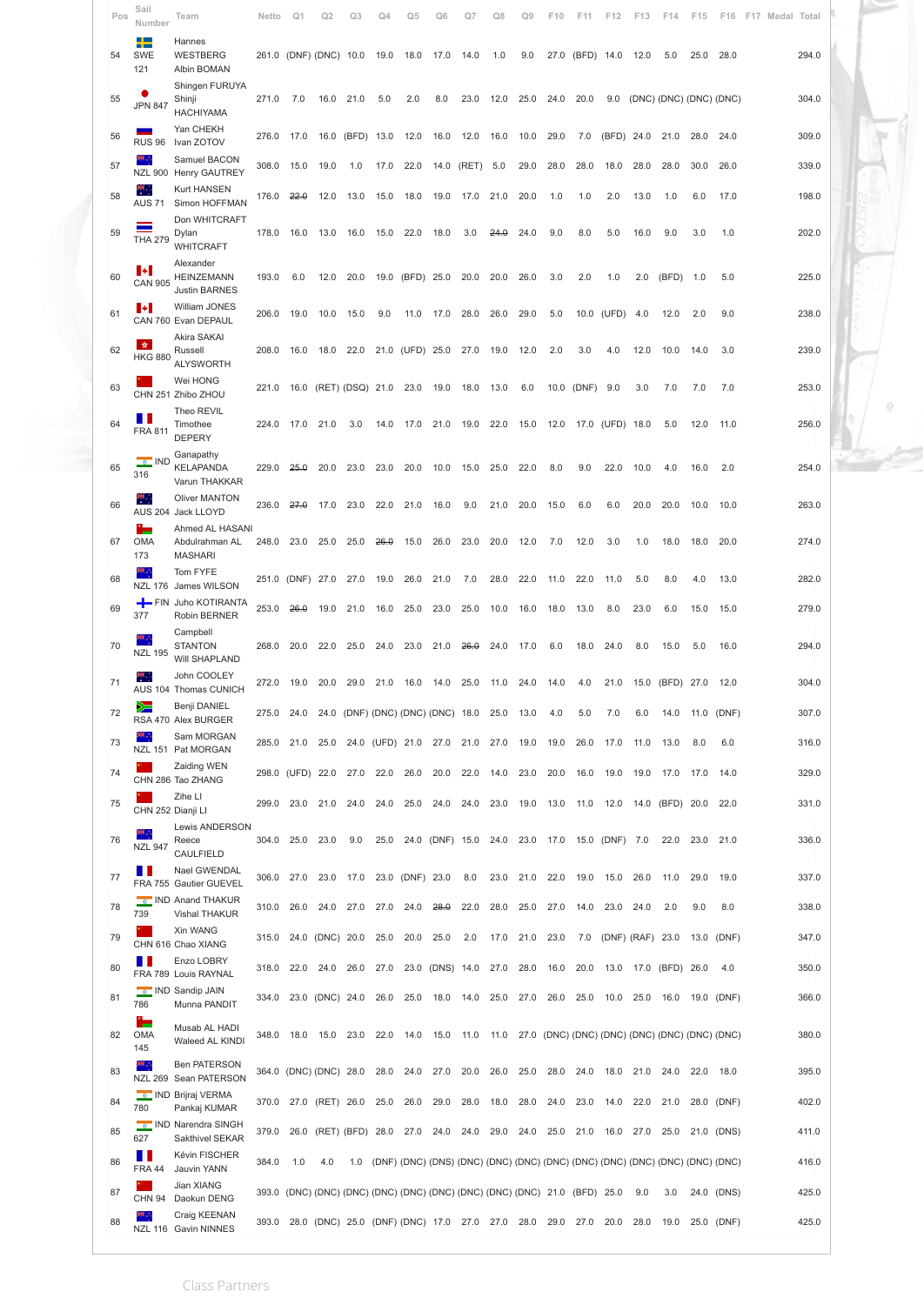| Pos | Sail Number | Team | Netto | Q1 | Q2 | Q3 | Q4 | Q5 | Q6 | Q7 | Q8 | Q9 | F10 | F11 | F12 | F13 | F14 | F15 | F16 | F17 | Medal | Total |
|---|---|---|---|---|---|---|---|---|---|---|---|---|---|---|---|---|---|---|---|---|---|---|
| 54 | SWE 121 | Hannes WESTBERG Albin BOMAN | 261.0 | (DNF) | (DNC) | 10.0 | 19.0 | 18.0 | 17.0 | 14.0 | 1.0 | 9.0 | 27.0 | (BFD) | 14.0 | 12.0 | 5.0 | 25.0 | 28.0 | | | 294.0 |
| 55 | JPN 847 | Shingen FURUYA Shinji HACHIYAMA | 271.0 | 7.0 | 16.0 | 21.0 | 5.0 | 2.0 | 8.0 | 23.0 | 12.0 | 25.0 | 24.0 | 20.0 | 9.0 | (DNC) | (DNC) | (DNC) | (DNC) | | | 304.0 |
| 56 | RUS 96 | Yan CHEKH Ivan ZOTOV | 276.0 | 17.0 | 16.0 | (BFD) | 13.0 | 12.0 | 16.0 | 12.0 | 16.0 | 10.0 | 29.0 | 7.0 | (BFD) | 24.0 | 21.0 | 28.0 | 24.0 | | | 309.0 |
| 57 | NZL 900 | Samuel BACON Henry GAUTREY | 308.0 | 15.0 | 19.0 | 1.0 | 17.0 | 22.0 | 14.0 | (RET) | 5.0 | 29.0 | 28.0 | 28.0 | 18.0 | 28.0 | 28.0 | 30.0 | 26.0 | | | 339.0 |
| 58 | AUS 71 | Kurt HANSEN Simon HOFFMAN | 176.0 | ~~22.0~~ | 12.0 | 13.0 | 15.0 | 18.0 | 19.0 | 17.0 | 21.0 | 20.0 | 1.0 | 1.0 | 2.0 | 13.0 | 1.0 | 6.0 | 17.0 | | | 198.0 |
| 59 | THA 279 | Don WHITCRAFT Dylan WHITCRAFT | 178.0 | 16.0 | 13.0 | 16.0 | 15.0 | 22.0 | 18.0 | 3.0 | ~~24.0~~ | 24.0 | 9.0 | 8.0 | 5.0 | 16.0 | 9.0 | 3.0 | 1.0 | | | 202.0 |
| 60 | CAN 905 | Alexander HEINZEMANN Justin BARNES | 193.0 | 6.0 | 12.0 | 20.0 | 19.0 | (BFD) | 25.0 | 20.0 | 20.0 | 26.0 | 3.0 | 2.0 | 1.0 | 2.0 | (BFD) | 1.0 | 5.0 | | | 225.0 |
| 61 | CAN 760 | William JONES Evan DEPAUL | 206.0 | 19.0 | 10.0 | 15.0 | 9.0 | 11.0 | 17.0 | 28.0 | 26.0 | 29.0 | 5.0 | 10.0 | (UFD) | 4.0 | 12.0 | 2.0 | 9.0 | | | 238.0 |
| 62 | HKG 880 | Akira SAKAI Russell ALYSWORTH | 208.0 | 16.0 | 18.0 | 22.0 | 21.0 | (UFD) | 25.0 | 27.0 | 19.0 | 12.0 | 2.0 | 3.0 | 4.0 | 12.0 | 10.0 | 14.0 | 3.0 | | | 239.0 |
| 63 | CHN 251 | Wei HONG Zhibo ZHOU | 221.0 | 16.0 | (RET) | (DSQ) | 21.0 | 23.0 | 19.0 | 18.0 | 13.0 | 6.0 | 10.0 | (DNF) | 9.0 | 3.0 | 7.0 | 7.0 | 7.0 | | | 253.0 |
| 64 | FRA 811 | Theo REVIL Timothee DEPERY | 224.0 | 17.0 | 21.0 | 3.0 | 14.0 | 17.0 | 21.0 | 19.0 | 22.0 | 15.0 | 12.0 | 17.0 | (UFD) | 18.0 | 5.0 | 12.0 | 11.0 | | | 256.0 |
| 65 | IND 316 | Ganapathy KELAPANDA Varun THAKKAR | 229.0 | ~~25.0~~ | 20.0 | 23.0 | 23.0 | 20.0 | 10.0 | 15.0 | 25.0 | 22.0 | 8.0 | 9.0 | 22.0 | 10.0 | 4.0 | 16.0 | 2.0 | | | 254.0 |
| 66 | AUS 204 | Oliver MANTON Jack LLOYD | 236.0 | ~~27.0~~ | 17.0 | 23.0 | 22.0 | 21.0 | 16.0 | 9.0 | 21.0 | 20.0 | 15.0 | 6.0 | 6.0 | 20.0 | 20.0 | 10.0 | 10.0 | | | 263.0 |
| 67 | OMA 173 | Ahmed AL HASANI Abdulrahman AL MASHARI | 248.0 | 23.0 | 25.0 | 25.0 | ~~26.0~~ | 15.0 | 26.0 | 23.0 | 20.0 | 12.0 | 7.0 | 12.0 | 3.0 | 1.0 | 18.0 | 18.0 | 20.0 | | | 274.0 |
| 68 | NZL 176 | Tom FYFE James WILSON | 251.0 | (DNF) | 27.0 | 27.0 | 19.0 | 26.0 | 21.0 | 7.0 | 28.0 | 22.0 | 11.0 | 22.0 | 11.0 | 5.0 | 8.0 | 4.0 | 13.0 | | | 282.0 |
| 69 | FIN 377 | Juho KOTIRANTA Robin BERNER | 253.0 | ~~26.0~~ | 19.0 | 21.0 | 16.0 | 25.0 | 23.0 | 25.0 | 10.0 | 16.0 | 18.0 | 13.0 | 8.0 | 23.0 | 6.0 | 15.0 | 15.0 | | | 279.0 |
| 70 | NZL 195 | Campbell STANTON Will SHAPLAND | 268.0 | 20.0 | 22.0 | 25.0 | 24.0 | 23.0 | 21.0 | ~~26.0~~ | 24.0 | 17.0 | 6.0 | 18.0 | 24.0 | 8.0 | 15.0 | 5.0 | 16.0 | | | 294.0 |
| 71 | AUS 104 | John COOLEY Thomas CUNICH | 272.0 | 19.0 | 20.0 | 29.0 | 21.0 | 16.0 | 14.0 | 25.0 | 11.0 | 24.0 | 14.0 | 4.0 | 21.0 | 15.0 | (BFD) | 27.0 | 12.0 | | | 304.0 |
| 72 | RSA 470 | Benji DANIEL Alex BURGER | 275.0 | 24.0 | 24.0 | (DNF) | (DNC) | (DNC) | (DNC) | 18.0 | 25.0 | 13.0 | 4.0 | 5.0 | 7.0 | 6.0 | 14.0 | 11.0 | (DNF) | | | 307.0 |
| 73 | NZL 151 | Sam MORGAN Pat MORGAN | 285.0 | 21.0 | 25.0 | 24.0 | (UFD) | 21.0 | 27.0 | 21.0 | 27.0 | 19.0 | 19.0 | 26.0 | 17.0 | 11.0 | 13.0 | 8.0 | 6.0 | | | 316.0 |
| 74 | CHN 286 | Zaiding WEN Tao ZHANG | 298.0 | (UFD) | 22.0 | 27.0 | 22.0 | 26.0 | 20.0 | 22.0 | 14.0 | 23.0 | 20.0 | 16.0 | 19.0 | 19.0 | 17.0 | 17.0 | 14.0 | | | 329.0 |
| 75 | CHN 252 | Zihe LI Dianji LI | 299.0 | 23.0 | 21.0 | 24.0 | 24.0 | 25.0 | 24.0 | 24.0 | 23.0 | 19.0 | 13.0 | 11.0 | 12.0 | 14.0 | (BFD) | 20.0 | 22.0 | | | 331.0 |
| 76 | NZL 947 | Lewis ANDERSON Reece CAULFIELD | 304.0 | 25.0 | 23.0 | 9.0 | 25.0 | 24.0 | (DNF) | 15.0 | 24.0 | 23.0 | 17.0 | 15.0 | (DNF) | 7.0 | 22.0 | 23.0 | 21.0 | | | 336.0 |
| 77 | FRA 755 | Nael GWENDAL Gautier GUEVEL | 306.0 | 27.0 | 23.0 | 17.0 | 23.0 | (DNF) | 23.0 | 8.0 | 23.0 | 21.0 | 22.0 | 19.0 | 15.0 | 26.0 | 11.0 | 29.0 | 19.0 | | | 337.0 |
| 78 | IND 739 | Anand THAKUR Vishal THAKUR | 310.0 | 26.0 | 24.0 | 27.0 | 27.0 | 24.0 | ~~28.0~~ | 22.0 | 28.0 | 25.0 | 27.0 | 14.0 | 23.0 | 24.0 | 2.0 | 9.0 | 8.0 | | | 338.0 |
| 79 | CHN 616 | Xin WANG Chao XIANG | 315.0 | 24.0 | (DNC) | 20.0 | 25.0 | 20.0 | 25.0 | 2.0 | 17.0 | 21.0 | 23.0 | 7.0 | (DNF) | (RAF) | 23.0 | 13.0 | (DNF) | | | 347.0 |
| 80 | FRA 789 | Enzo LOBRY Louis RAYNAL | 318.0 | 22.0 | 24.0 | 26.0 | 27.0 | 23.0 | (DNS) | 14.0 | 27.0 | 28.0 | 16.0 | 20.0 | 13.0 | 17.0 | (BFD) | 26.0 | 4.0 | | | 350.0 |
| 81 | IND 786 | Sandip JAIN Munna PANDIT | 334.0 | 23.0 | (DNC) | 24.0 | 26.0 | 25.0 | 18.0 | 14.0 | 25.0 | 27.0 | 26.0 | 25.0 | 10.0 | 25.0 | 16.0 | 19.0 | (DNF) | | | 366.0 |
| 82 | OMA 145 | Musab AL HADI Waleed AL KINDI | 348.0 | 18.0 | 15.0 | 23.0 | 22.0 | 14.0 | 15.0 | 11.0 | 11.0 | 27.0 | (DNC) | (DNC) | (DNC) | (DNC) | (DNC) | (DNC) | (DNC) | | | 380.0 |
| 83 | NZL 269 | Ben PATERSON Sean PATERSON | 364.0 | (DNC) | (DNC) | 28.0 | 28.0 | 24.0 | 27.0 | 20.0 | 26.0 | 25.0 | 28.0 | 24.0 | 18.0 | 21.0 | 24.0 | 22.0 | 18.0 | | | 395.0 |
| 84 | IND 780 | Brijraj VERMA Pankaj KUMAR | 370.0 | 27.0 | (RET) | 26.0 | 25.0 | 26.0 | 29.0 | 28.0 | 18.0 | 28.0 | 24.0 | 23.0 | 14.0 | 22.0 | 21.0 | 28.0 | (DNF) | | | 402.0 |
| 85 | IND 627 | Narendra SINGH Sakthivel SEKAR | 379.0 | 26.0 | (RET) | (BFD) | 28.0 | 27.0 | 24.0 | 24.0 | 29.0 | 24.0 | 25.0 | 21.0 | 16.0 | 27.0 | 25.0 | 21.0 | (DNS) | | | 411.0 |
| 86 | FRA 44 | Kévin FISCHER Jauvin YANN | 384.0 | 1.0 | 4.0 | 1.0 | (DNF) | (DNC) | (DNS) | (DNC) | (DNC) | (DNC) | (DNC) | (DNC) | (DNC) | (DNC) | (DNC) | (DNC) | (DNC) | | | 416.0 |
| 87 | CHN 94 | Jian XIANG Daokun DENG | 393.0 | (DNC) | (DNC) | (DNC) | (DNC) | (DNC) | (DNC) | (DNC) | (DNC) | (DNC) | 21.0 | (BFD) | 25.0 | 9.0 | 3.0 | 24.0 | (DNS) | | | 425.0 |
| 88 | NZL 116 | Craig KEENAN Gavin NINNES | 393.0 | 28.0 | (DNC) | 25.0 | (DNF) | (DNC) | 17.0 | 27.0 | 27.0 | 28.0 | 29.0 | 27.0 | 20.0 | 28.0 | 19.0 | 25.0 | (DNF) | | | 425.0 |

Class Partners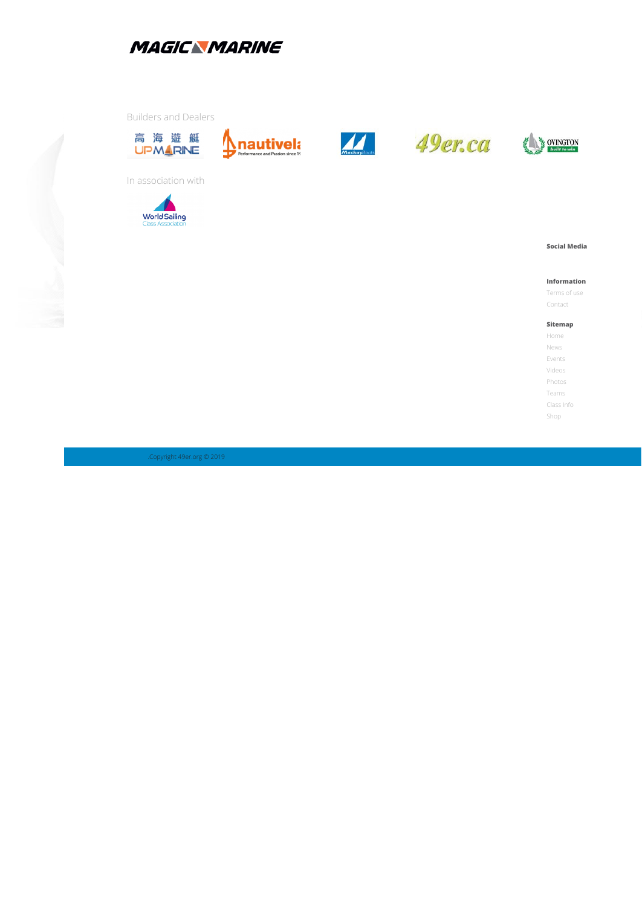Builders and Dealers

In association with

**Social Media**

**Information**

Terms of use

Contact

**Sitemap**

Home

News

Events

Videos

Photos

Teams

Class Info

Shop

Copyright 49er.org © 2019